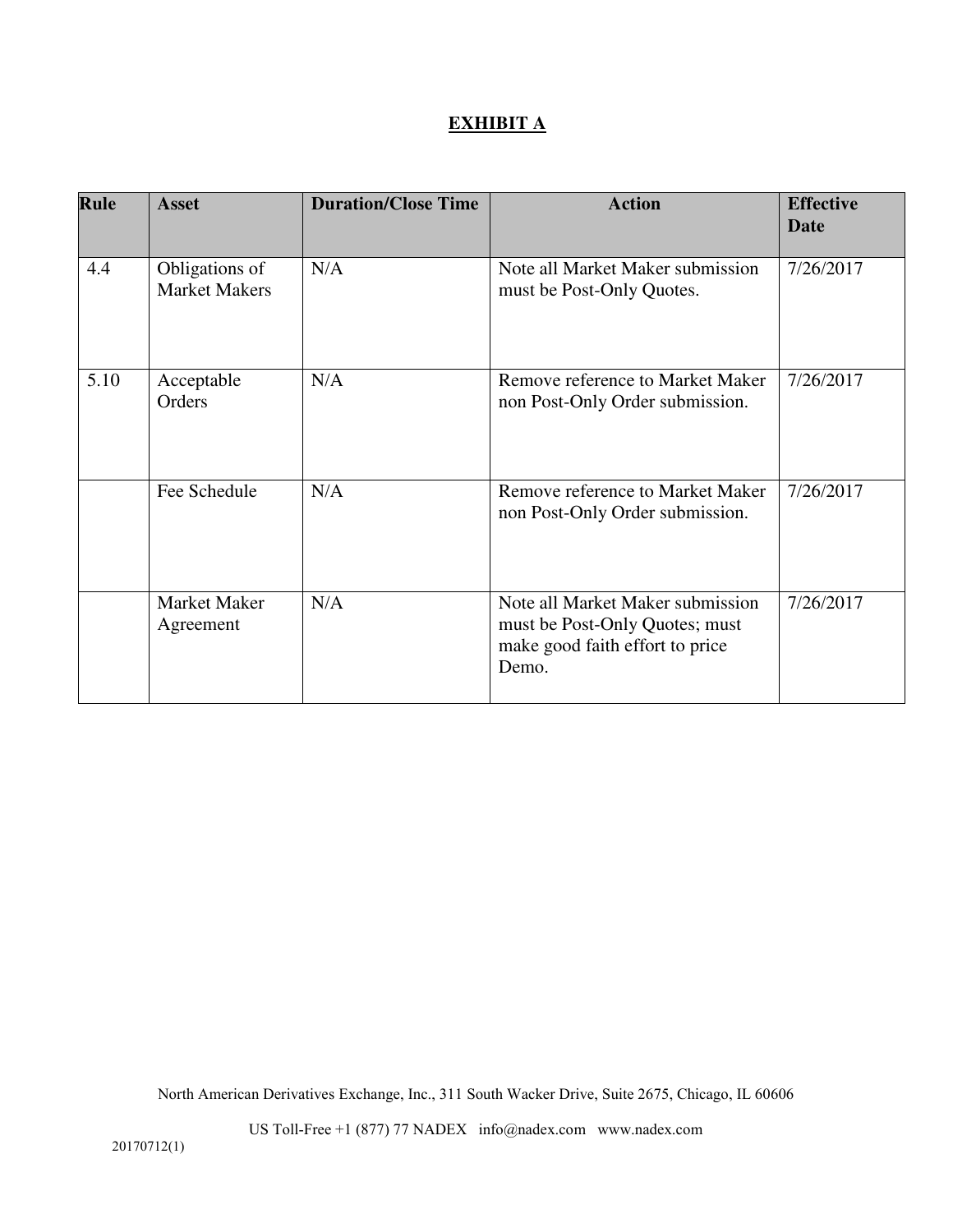# EXHIBIT A

| Rule | Asset | Duration/Close Time | Action | Effective Date |
|---|---|---|---|---|
| 4.4 | Obligations of Market Makers | N/A | Note all Market Maker submission must be Post-Only Quotes. | 7/26/2017 |
| 5.10 | Acceptable Orders | N/A | Remove reference to Market Maker non Post-Only Order submission. | 7/26/2017 |
| | Fee Schedule | N/A | Remove reference to Market Maker non Post-Only Order submission. | 7/26/2017 |
| | Market Maker Agreement | N/A | Note all Market Maker submission must be Post-Only Quotes; must make good faith effort to price Demo. | 7/26/2017 |

North American Derivatives Exchange, Inc., 311 South Wacker Drive, Suite 2675, Chicago, IL 60606

US Toll-Free +1 (877) 77 NADEX info@nadex.com www.nadex.com

20170712(1)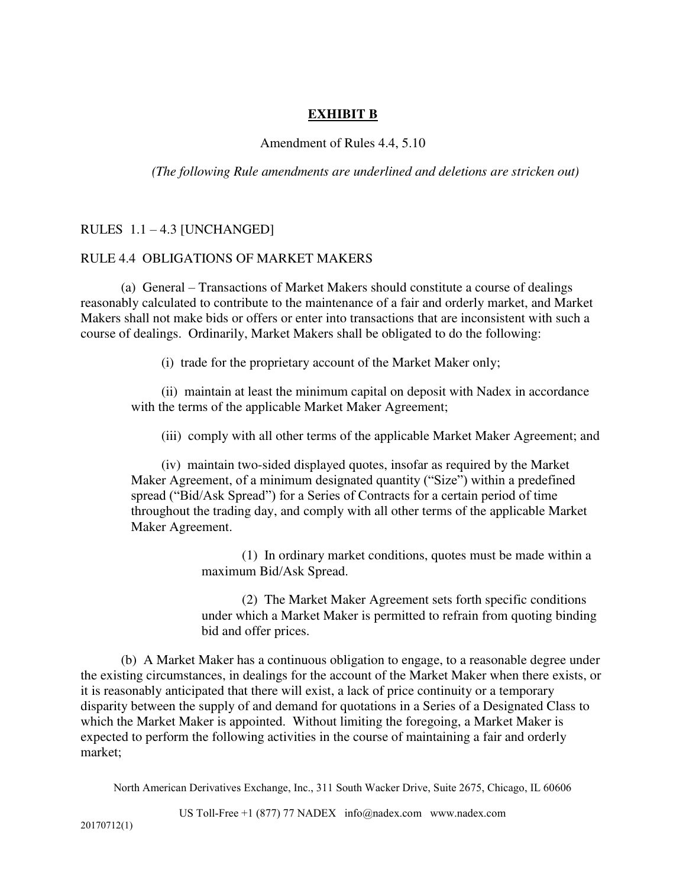## **EXHIBIT B**

Amendment of Rules 4.4, 5.10

*(The following Rule amendments are underlined and deletions are stricken out)*

RULES 1.1 – 4.3 [UNCHANGED]

RULE 4.4 OBLIGATIONS OF MARKET MAKERS

(a) General – Transactions of Market Makers should constitute a course of dealings reasonably calculated to contribute to the maintenance of a fair and orderly market, and Market Makers shall not make bids or offers or enter into transactions that are inconsistent with such a course of dealings. Ordinarily, Market Makers shall be obligated to do the following:

(i) trade for the proprietary account of the Market Maker only;

(ii) maintain at least the minimum capital on deposit with Nadex in accordance with the terms of the applicable Market Maker Agreement;

(iii) comply with all other terms of the applicable Market Maker Agreement; and

(iv) maintain two-sided displayed quotes, insofar as required by the Market Maker Agreement, of a minimum designated quantity ("Size") within a predefined spread ("Bid/Ask Spread") for a Series of Contracts for a certain period of time throughout the trading day, and comply with all other terms of the applicable Market Maker Agreement.

(1) In ordinary market conditions, quotes must be made within a maximum Bid/Ask Spread.

(2) The Market Maker Agreement sets forth specific conditions under which a Market Maker is permitted to refrain from quoting binding bid and offer prices.

(b) A Market Maker has a continuous obligation to engage, to a reasonable degree under the existing circumstances, in dealings for the account of the Market Maker when there exists, or it is reasonably anticipated that there will exist, a lack of price continuity or a temporary disparity between the supply of and demand for quotations in a Series of a Designated Class to which the Market Maker is appointed. Without limiting the foregoing, a Market Maker is expected to perform the following activities in the course of maintaining a fair and orderly market;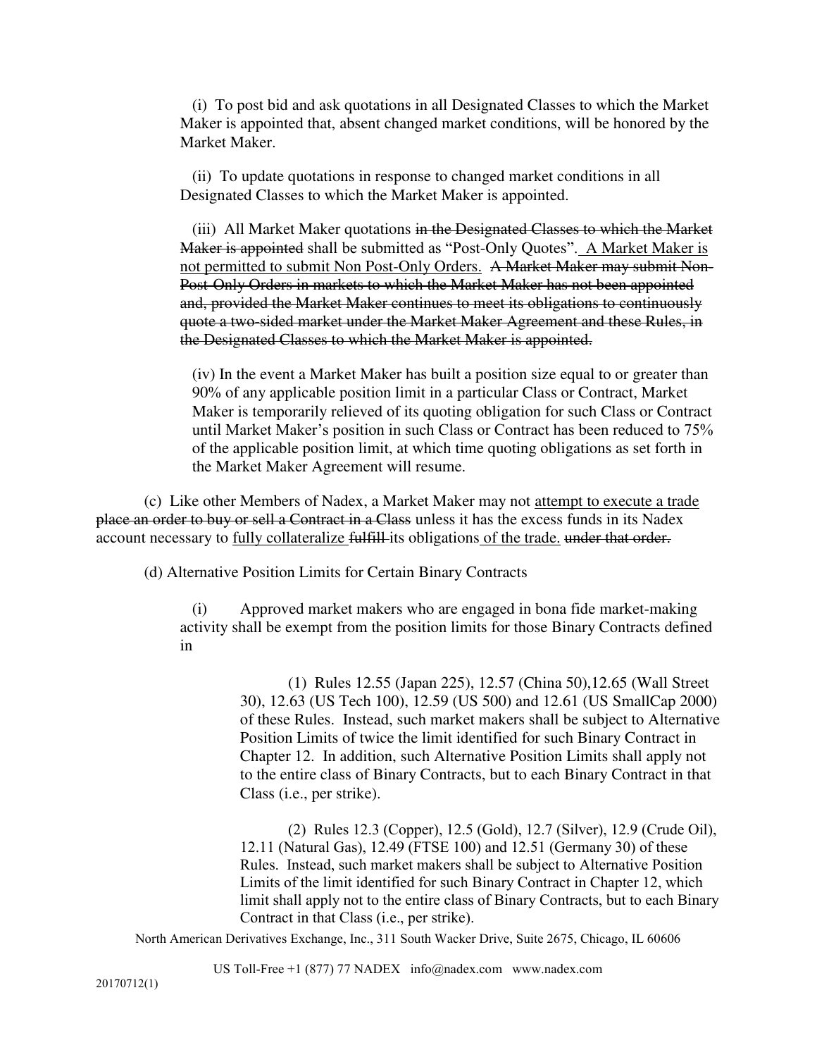(i) To post bid and ask quotations in all Designated Classes to which the Market Maker is appointed that, absent changed market conditions, will be honored by the Market Maker.

(ii) To update quotations in response to changed market conditions in all Designated Classes to which the Market Maker is appointed.

(iii) All Market Maker quotations ~~in the Designated Classes to which the Market Maker is appointed~~ shall be submitted as "Post-Only Quotes". <u>A Market Maker is not permitted to submit Non Post-Only Orders.</u> ~~A Market Maker may submit Non-Post-Only Orders in markets to which the Market Maker has not been appointed and, provided the Market Maker continues to meet its obligations to continuously quote a two-sided market under the Market Maker Agreement and these Rules, in the Designated Classes to which the Market Maker is appointed.~~

(iv) In the event a Market Maker has built a position size equal to or greater than 90% of any applicable position limit in a particular Class or Contract, Market Maker is temporarily relieved of its quoting obligation for such Class or Contract until Market Maker's position in such Class or Contract has been reduced to 75% of the applicable position limit, at which time quoting obligations as set forth in the Market Maker Agreement will resume.

(c) Like other Members of Nadex, a Market Maker may not <u>attempt to execute a trade</u> ~~place an order to buy or sell a Contract in a Class~~ unless it has the excess funds in its Nadex account necessary to <u>fully collateralize</u> ~~fulfill~~ its obligations <u>of the trade.</u> ~~under that order.~~

(d) Alternative Position Limits for Certain Binary Contracts

(i) Approved market makers who are engaged in bona fide market-making activity shall be exempt from the position limits for those Binary Contracts defined in

(1) Rules 12.55 (Japan 225), 12.57 (China 50),12.65 (Wall Street 30), 12.63 (US Tech 100), 12.59 (US 500) and 12.61 (US SmallCap 2000) of these Rules. Instead, such market makers shall be subject to Alternative Position Limits of twice the limit identified for such Binary Contract in Chapter 12. In addition, such Alternative Position Limits shall apply not to the entire class of Binary Contracts, but to each Binary Contract in that Class (i.e., per strike).

(2) Rules 12.3 (Copper), 12.5 (Gold), 12.7 (Silver), 12.9 (Crude Oil), 12.11 (Natural Gas), 12.49 (FTSE 100) and 12.51 (Germany 30) of these Rules. Instead, such market makers shall be subject to Alternative Position Limits of the limit identified for such Binary Contract in Chapter 12, which limit shall apply not to the entire class of Binary Contracts, but to each Binary Contract in that Class (i.e., per strike).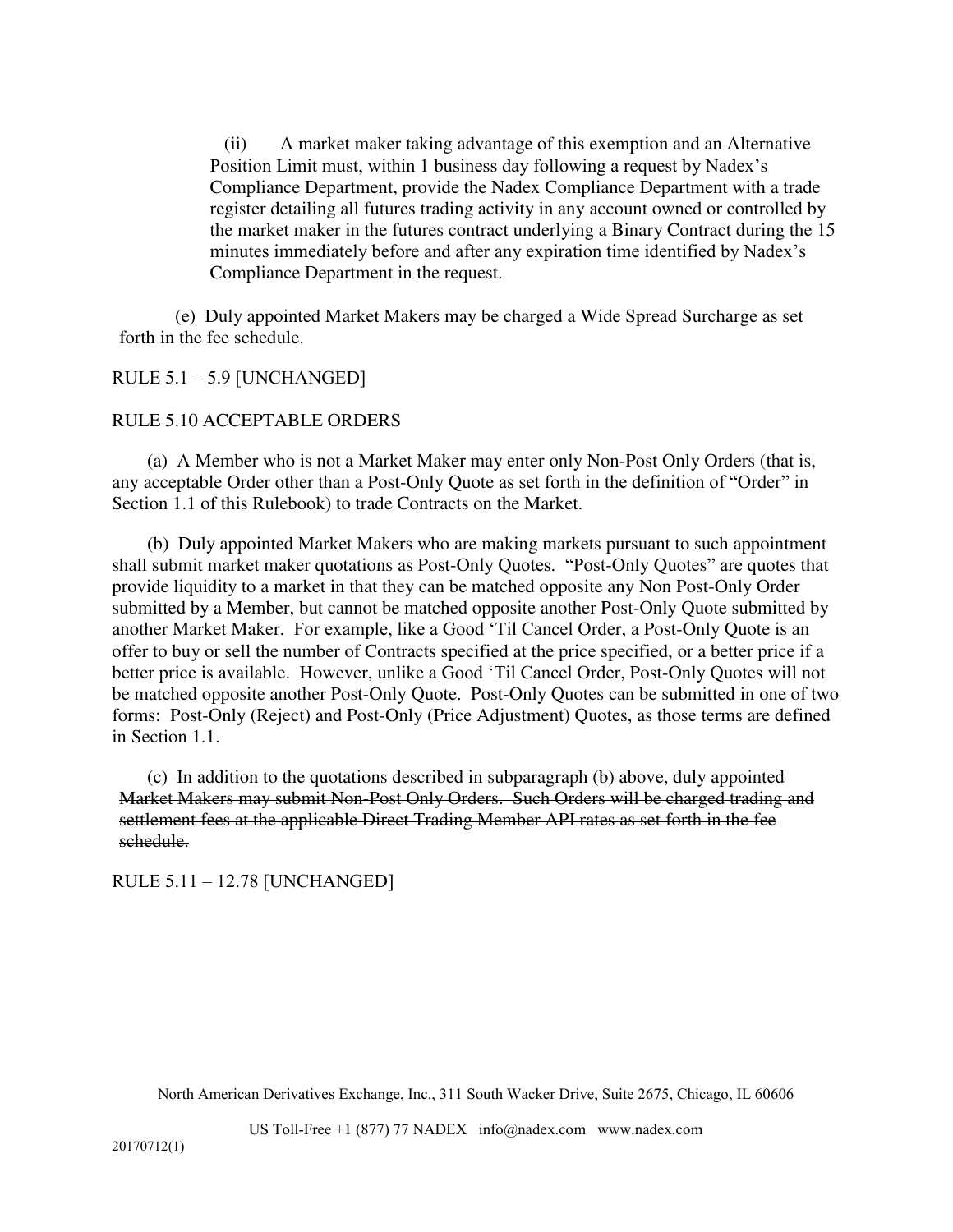(ii) A market maker taking advantage of this exemption and an Alternative Position Limit must, within 1 business day following a request by Nadex's Compliance Department, provide the Nadex Compliance Department with a trade register detailing all futures trading activity in any account owned or controlled by the market maker in the futures contract underlying a Binary Contract during the 15 minutes immediately before and after any expiration time identified by Nadex's Compliance Department in the request.

(e) Duly appointed Market Makers may be charged a Wide Spread Surcharge as set forth in the fee schedule.

RULE 5.1 – 5.9 [UNCHANGED]

RULE 5.10 ACCEPTABLE ORDERS

(a) A Member who is not a Market Maker may enter only Non-Post Only Orders (that is, any acceptable Order other than a Post-Only Quote as set forth in the definition of "Order" in Section 1.1 of this Rulebook) to trade Contracts on the Market.

(b) Duly appointed Market Makers who are making markets pursuant to such appointment shall submit market maker quotations as Post-Only Quotes. "Post-Only Quotes" are quotes that provide liquidity to a market in that they can be matched opposite any Non Post-Only Order submitted by a Member, but cannot be matched opposite another Post-Only Quote submitted by another Market Maker. For example, like a Good 'Til Cancel Order, a Post-Only Quote is an offer to buy or sell the number of Contracts specified at the price specified, or a better price if a better price is available. However, unlike a Good 'Til Cancel Order, Post-Only Quotes will not be matched opposite another Post-Only Quote. Post-Only Quotes can be submitted in one of two forms: Post-Only (Reject) and Post-Only (Price Adjustment) Quotes, as those terms are defined in Section 1.1.

(c) ~~In addition to the quotations described in subparagraph (b) above, duly appointed Market Makers may submit Non-Post Only Orders. Such Orders will be charged trading and settlement fees at the applicable Direct Trading Member API rates as set forth in the fee schedule.~~

RULE 5.11 – 12.78 [UNCHANGED]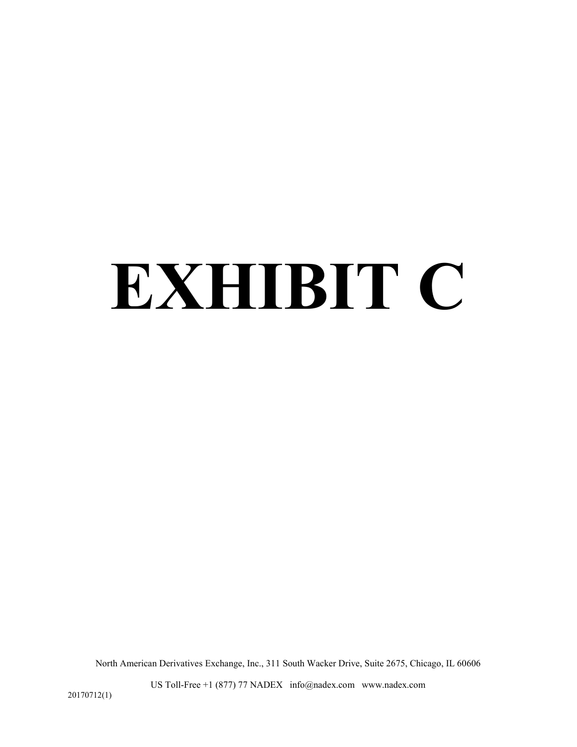# EXHIBIT C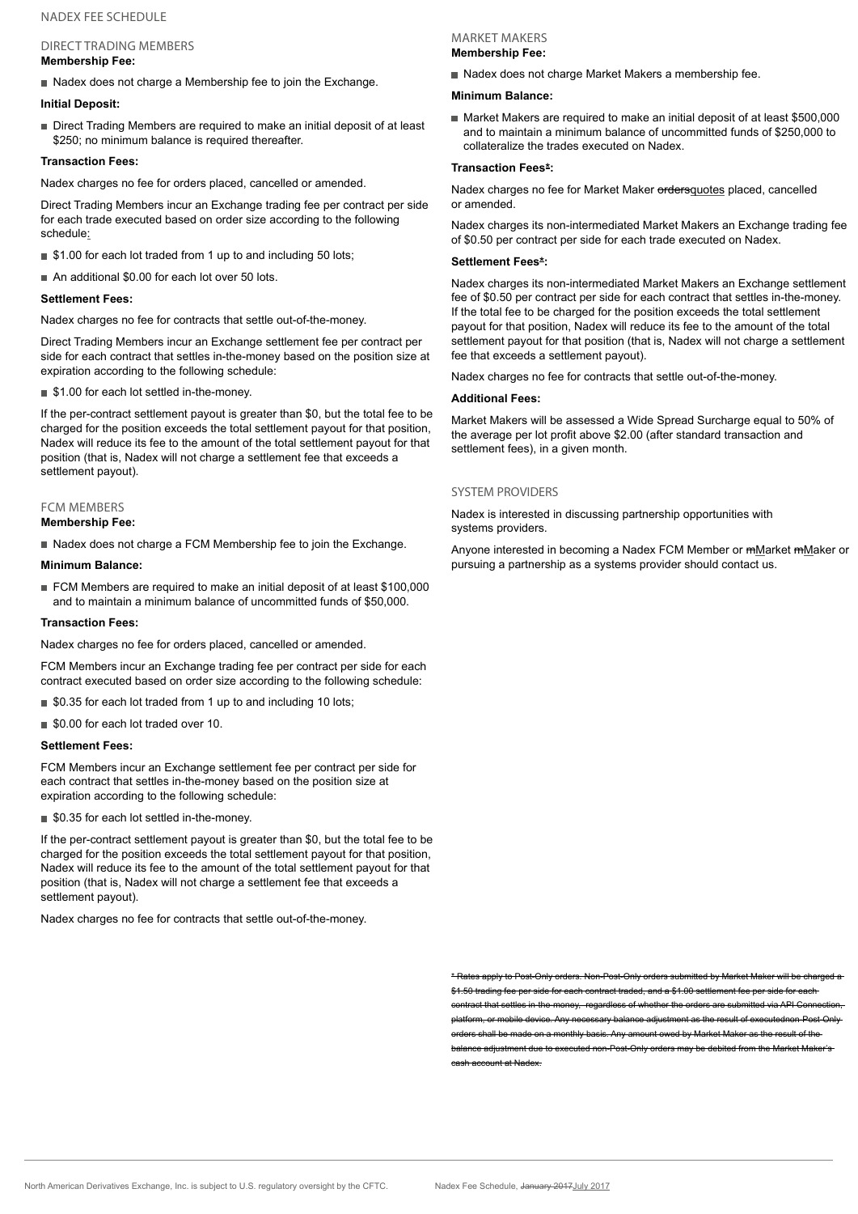# NADEX FEE SCHEDULE

## DIRECT TRADING MEMBERS

**Membership Fee:**

- Nadex does not charge a Membership fee to join the Exchange.

**Initial Deposit:**

- Direct Trading Members are required to make an initial deposit of at least $250; no minimum balance is required thereafter.

**Transaction Fees:**

Nadex charges no fee for orders placed, cancelled or amended.

Direct Trading Members incur an Exchange trading fee per contract per side for each trade executed based on order size according to the following schedule:

- $1.00 for each lot traded from 1 up to and including 50 lots;
- An additional $0.00 for each lot over 50 lots.

**Settlement Fees:**

Nadex charges no fee for contracts that settle out-of-the-money.

Direct Trading Members incur an Exchange settlement fee per contract per side for each contract that settles in-the-money based on the position size at expiration according to the following schedule:

- $1.00 for each lot settled in-the-money.

If the per-contract settlement payout is greater than $0, but the total fee to be charged for the position exceeds the total settlement payout for that position, Nadex will reduce its fee to the amount of the total settlement payout for that position (that is, Nadex will not charge a settlement fee that exceeds a settlement payout).

## FCM MEMBERS

**Membership Fee:**

- Nadex does not charge a FCM Membership fee to join the Exchange.

**Minimum Balance:**

- FCM Members are required to make an initial deposit of at least $100,000 and to maintain a minimum balance of uncommitted funds of $50,000.

**Transaction Fees:**

Nadex charges no fee for orders placed, cancelled or amended.

FCM Members incur an Exchange trading fee per contract per side for each contract executed based on order size according to the following schedule:

- $0.35 for each lot traded from 1 up to and including 10 lots;
- $0.00 for each lot traded over 10.

**Settlement Fees:**

FCM Members incur an Exchange settlement fee per contract per side for each contract that settles in-the-money based on the position size at expiration according to the following schedule:

- $0.35 for each lot settled in-the-money.

If the per-contract settlement payout is greater than $0, but the total fee to be charged for the position exceeds the total settlement payout for that position, Nadex will reduce its fee to the amount of the total settlement payout for that position (that is, Nadex will not charge a settlement fee that exceeds a settlement payout).

Nadex charges no fee for contracts that settle out-of-the-money.

## MARKET MAKERS

**Membership Fee:**

- Nadex does not charge Market Makers a membership fee.

**Minimum Balance:**

- Market Makers are required to make an initial deposit of at least $500,000 and to maintain a minimum balance of uncommitted funds of $250,000 to collateralize the trades executed on Nadex.

**Transaction Fees~~*~~:**

Nadex charges no fee for Market Maker ~~orders~~quotes placed, cancelled or amended.

Nadex charges its non-intermediated Market Makers an Exchange trading fee of $0.50 per contract per side for each trade executed on Nadex.

**Settlement Fees~~*~~:**

Nadex charges its non-intermediated Market Makers an Exchange settlement fee of $0.50 per contract per side for each contract that settles in-the-money. If the total fee to be charged for the position exceeds the total settlement payout for that position, Nadex will reduce its fee to the amount of the total settlement payout for that position (that is, Nadex will not charge a settlement fee that exceeds a settlement payout).

Nadex charges no fee for contracts that settle out-of-the-money.

**Additional Fees:**

Market Makers will be assessed a Wide Spread Surcharge equal to 50% of the average per lot profit above $2.00 (after standard transaction and settlement fees), in a given month.

## SYSTEM PROVIDERS

Nadex is interested in discussing partnership opportunities with systems providers.

Anyone interested in becoming a Nadex FCM Member or ~~m~~Market ~~m~~Maker or pursuing a partnership as a systems provider should contact us.

~~* Rates apply to Post-Only orders. Non-Post-Only orders submitted by Market Maker will be charged a $1.50 trading fee per side for each contract traded, and a $1.00 settlement fee per side for each contract that settles in the money, regardless of whether the orders are submitted via API Connection, platform, or mobile device. Any necessary balance adjustment as the result of executednon-Post-Only orders shall be made on a monthly basis. Any amount owed by Market Maker as the result of the balance adjustment due to executed non-Post-Only orders may be debited from the Market Maker's cash account at Nadex.~~

North American Derivatives Exchange, Inc. is subject to U.S. regulatory oversight by the CFTC. Nadex Fee Schedule, ~~January 2017~~July 2017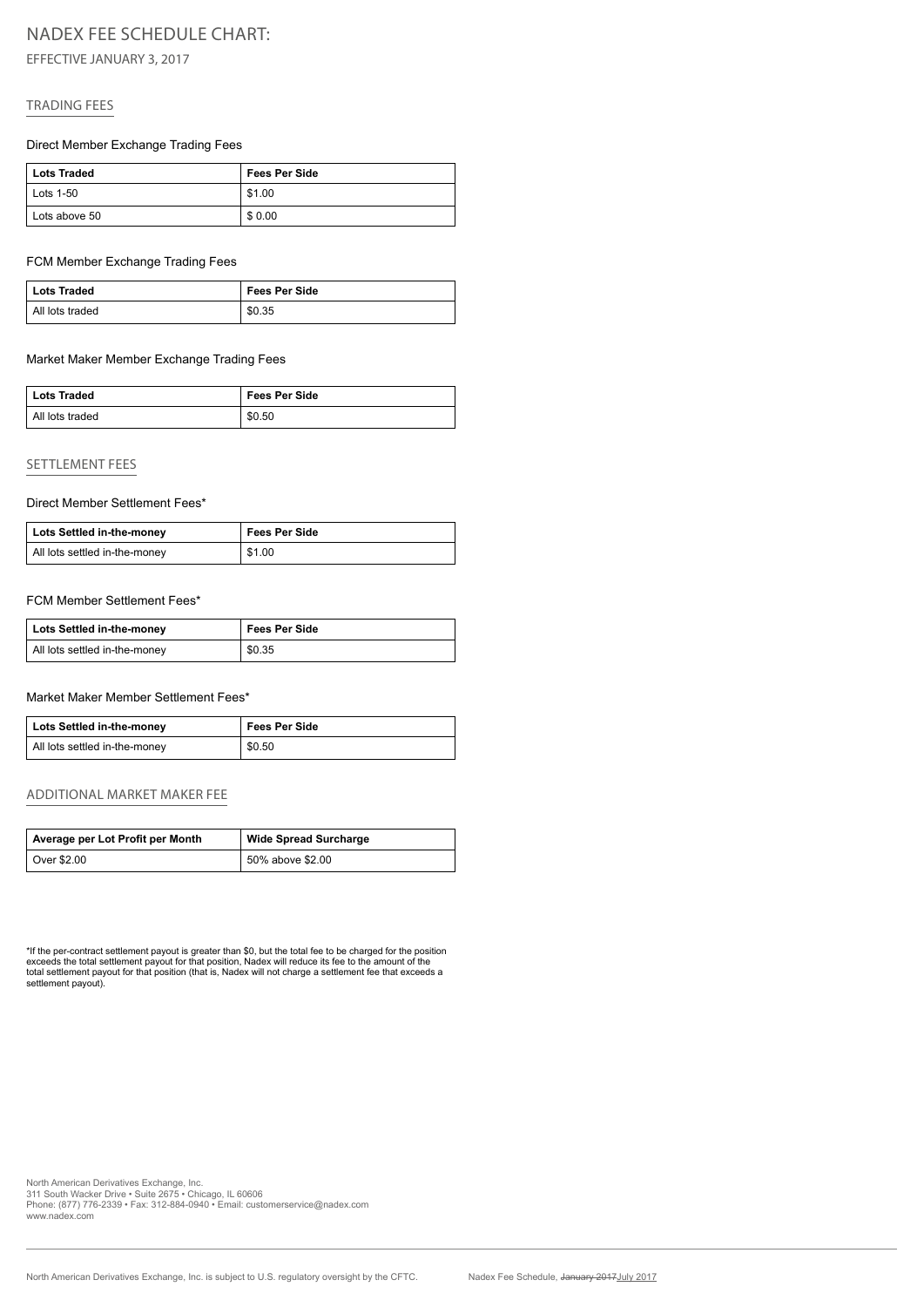# NADEX FEE SCHEDULE CHART:

EFFECTIVE JANUARY 3, 2017

## TRADING FEES

### Direct Member Exchange Trading Fees

| Lots Traded | Fees Per Side |
|---|---|
| Lots 1-50 | $1.00 |
| Lots above 50 | $ 0.00 |

### FCM Member Exchange Trading Fees

| Lots Traded | Fees Per Side |
|---|---|
| All lots traded | $0.35 |

### Market Maker Member Exchange Trading Fees

| Lots Traded | Fees Per Side |
|---|---|
| All lots traded | $0.50 |

## SETTLEMENT FEES

### Direct Member Settlement Fees*

| Lots Settled in-the-money | Fees Per Side |
|---|---|
| All lots settled in-the-money | $1.00 |

### FCM Member Settlement Fees*

| Lots Settled in-the-money | Fees Per Side |
|---|---|
| All lots settled in-the-money | $0.35 |

### Market Maker Member Settlement Fees*

| Lots Settled in-the-money | Fees Per Side |
|---|---|
| All lots settled in-the-money | $0.50 |

## ADDITIONAL MARKET MAKER FEE

| Average per Lot Profit per Month | Wide Spread Surcharge |
|---|---|
| Over $2.00 | 50% above $2.00 |

*If the per-contract settlement payout is greater than $0, but the total fee to be charged for the position exceeds the total settlement payout for that position, Nadex will reduce its fee to the amount of the total settlement payout for that position (that is, Nadex will not charge a settlement fee that exceeds a settlement payout).

North American Derivatives Exchange, Inc.
311 South Wacker Drive • Suite 2675 • Chicago, IL 60606
Phone: (877) 776-2339 • Fax: 312-884-0940 • Email: customerservice@nadex.com
www.nadex.com

North American Derivatives Exchange, Inc. is subject to U.S. regulatory oversight by the CFTC.

Nadex Fee Schedule, ~~January 2017~~July 2017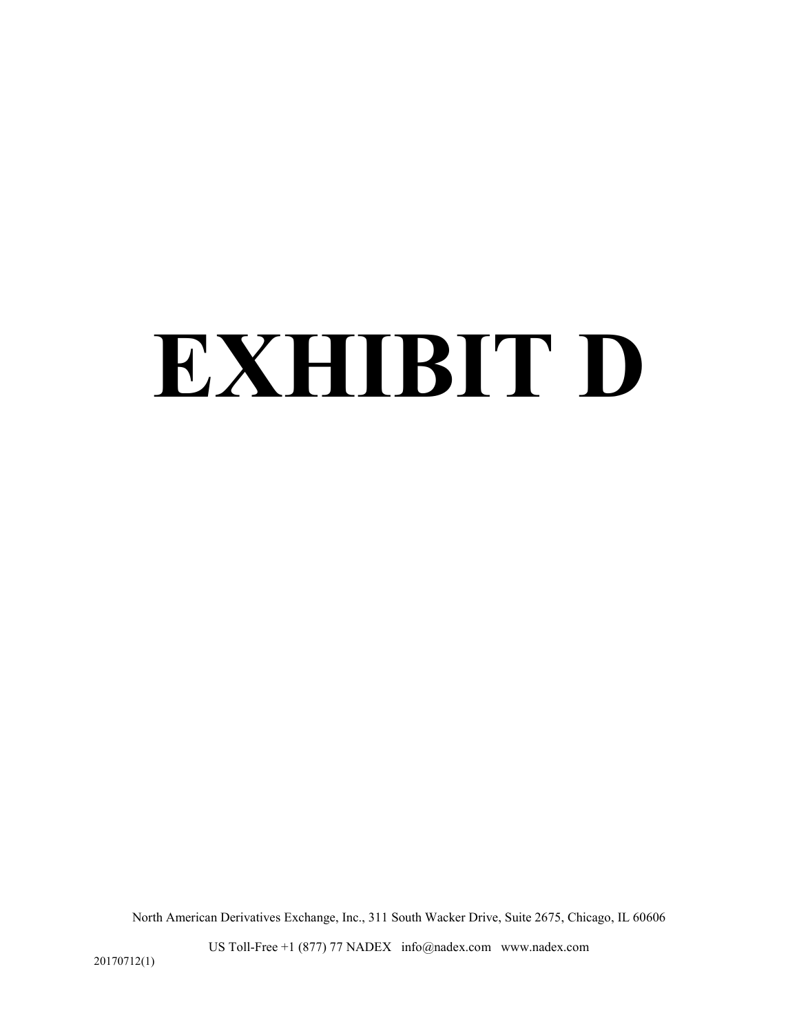# EXHIBIT D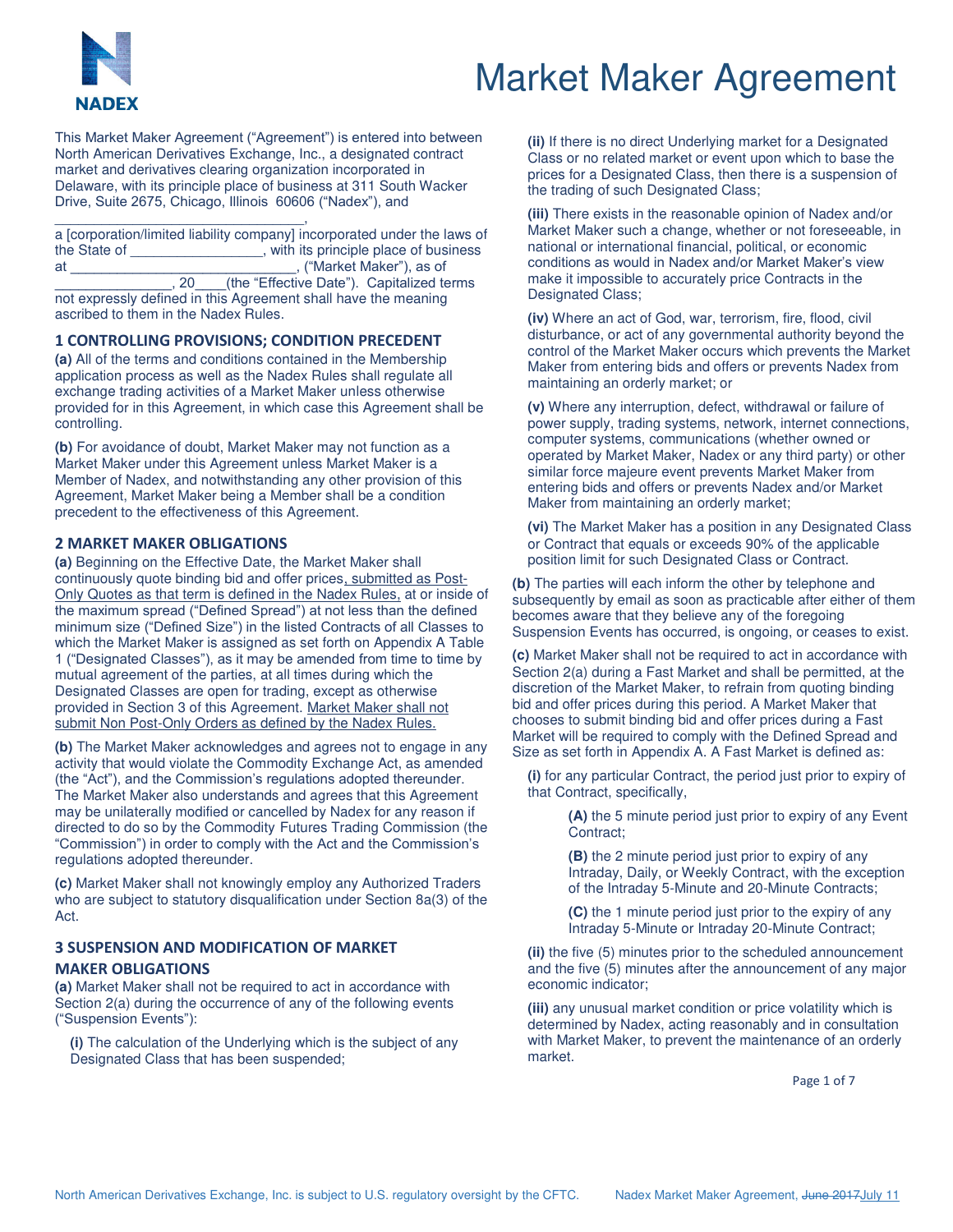# Market Maker Agreement

This Market Maker Agreement ("Agreement") is entered into between North American Derivatives Exchange, Inc., a designated contract market and derivatives clearing organization incorporated in Delaware, with its principle place of business at 311 South Wacker Drive, Suite 2675, Chicago, Illinois 60606 ("Nadex"), and ________________________________, a [corporation/limited liability company] incorporated under the laws of the State of ________________, with its principle place of business at ____________________________, ("Market Maker"), as of ______________, 20____(the "Effective Date"). Capitalized terms not expressly defined in this Agreement shall have the meaning ascribed to them in the Nadex Rules.

## 1 CONTROLLING PROVISIONS; CONDITION PRECEDENT

**(a)** All of the terms and conditions contained in the Membership application process as well as the Nadex Rules shall regulate all exchange trading activities of a Market Maker unless otherwise provided for in this Agreement, in which case this Agreement shall be controlling.

**(b)** For avoidance of doubt, Market Maker may not function as a Market Maker under this Agreement unless Market Maker is a Member of Nadex, and notwithstanding any other provision of this Agreement, Market Maker being a Member shall be a condition precedent to the effectiveness of this Agreement.

## 2 MARKET MAKER OBLIGATIONS

**(a)** Beginning on the Effective Date, the Market Maker shall continuously quote binding bid and offer prices, submitted as Post-Only Quotes as that term is defined in the Nadex Rules, at or inside of the maximum spread ("Defined Spread") at not less than the defined minimum size ("Defined Size") in the listed Contracts of all Classes to which the Market Maker is assigned as set forth on Appendix A Table 1 ("Designated Classes"), as it may be amended from time to time by mutual agreement of the parties, at all times during which the Designated Classes are open for trading, except as otherwise provided in Section 3 of this Agreement. Market Maker shall not submit Non Post-Only Orders as defined by the Nadex Rules.

**(b)** The Market Maker acknowledges and agrees not to engage in any activity that would violate the Commodity Exchange Act, as amended (the "Act"), and the Commission's regulations adopted thereunder. The Market Maker also understands and agrees that this Agreement may be unilaterally modified or cancelled by Nadex for any reason if directed to do so by the Commodity Futures Trading Commission (the "Commission") in order to comply with the Act and the Commission's regulations adopted thereunder.

**(c)** Market Maker shall not knowingly employ any Authorized Traders who are subject to statutory disqualification under Section 8a(3) of the Act.

## 3 SUSPENSION AND MODIFICATION OF MARKET MAKER OBLIGATIONS

**(a)** Market Maker shall not be required to act in accordance with Section 2(a) during the occurrence of any of the following events ("Suspension Events"):

**(i)** The calculation of the Underlying which is the subject of any Designated Class that has been suspended;

**(ii)** If there is no direct Underlying market for a Designated Class or no related market or event upon which to base the prices for a Designated Class, then there is a suspension of the trading of such Designated Class;

**(iii)** There exists in the reasonable opinion of Nadex and/or Market Maker such a change, whether or not foreseeable, in national or international financial, political, or economic conditions as would in Nadex and/or Market Maker's view make it impossible to accurately price Contracts in the Designated Class;

**(iv)** Where an act of God, war, terrorism, fire, flood, civil disturbance, or act of any governmental authority beyond the control of the Market Maker occurs which prevents the Market Maker from entering bids and offers or prevents Nadex from maintaining an orderly market; or

**(v)** Where any interruption, defect, withdrawal or failure of power supply, trading systems, network, internet connections, computer systems, communications (whether owned or operated by Market Maker, Nadex or any third party) or other similar force majeure event prevents Market Maker from entering bids and offers or prevents Nadex and/or Market Maker from maintaining an orderly market;

**(vi)** The Market Maker has a position in any Designated Class or Contract that equals or exceeds 90% of the applicable position limit for such Designated Class or Contract.

**(b)** The parties will each inform the other by telephone and subsequently by email as soon as practicable after either of them becomes aware that they believe any of the foregoing Suspension Events has occurred, is ongoing, or ceases to exist.

**(c)** Market Maker shall not be required to act in accordance with Section 2(a) during a Fast Market and shall be permitted, at the discretion of the Market Maker, to refrain from quoting binding bid and offer prices during this period. A Market Maker that chooses to submit binding bid and offer prices during a Fast Market will be required to comply with the Defined Spread and Size as set forth in Appendix A. A Fast Market is defined as:

**(i)** for any particular Contract, the period just prior to expiry of that Contract, specifically,

> **(A)** the 5 minute period just prior to expiry of any Event Contract;
>
> **(B)** the 2 minute period just prior to expiry of any Intraday, Daily, or Weekly Contract, with the exception of the Intraday 5-Minute and 20-Minute Contracts;
>
> **(C)** the 1 minute period just prior to the expiry of any Intraday 5-Minute or Intraday 20-Minute Contract;

**(ii)** the five (5) minutes prior to the scheduled announcement and the five (5) minutes after the announcement of any major economic indicator;

**(iii)** any unusual market condition or price volatility which is determined by Nadex, acting reasonably and in consultation with Market Maker, to prevent the maintenance of an orderly market.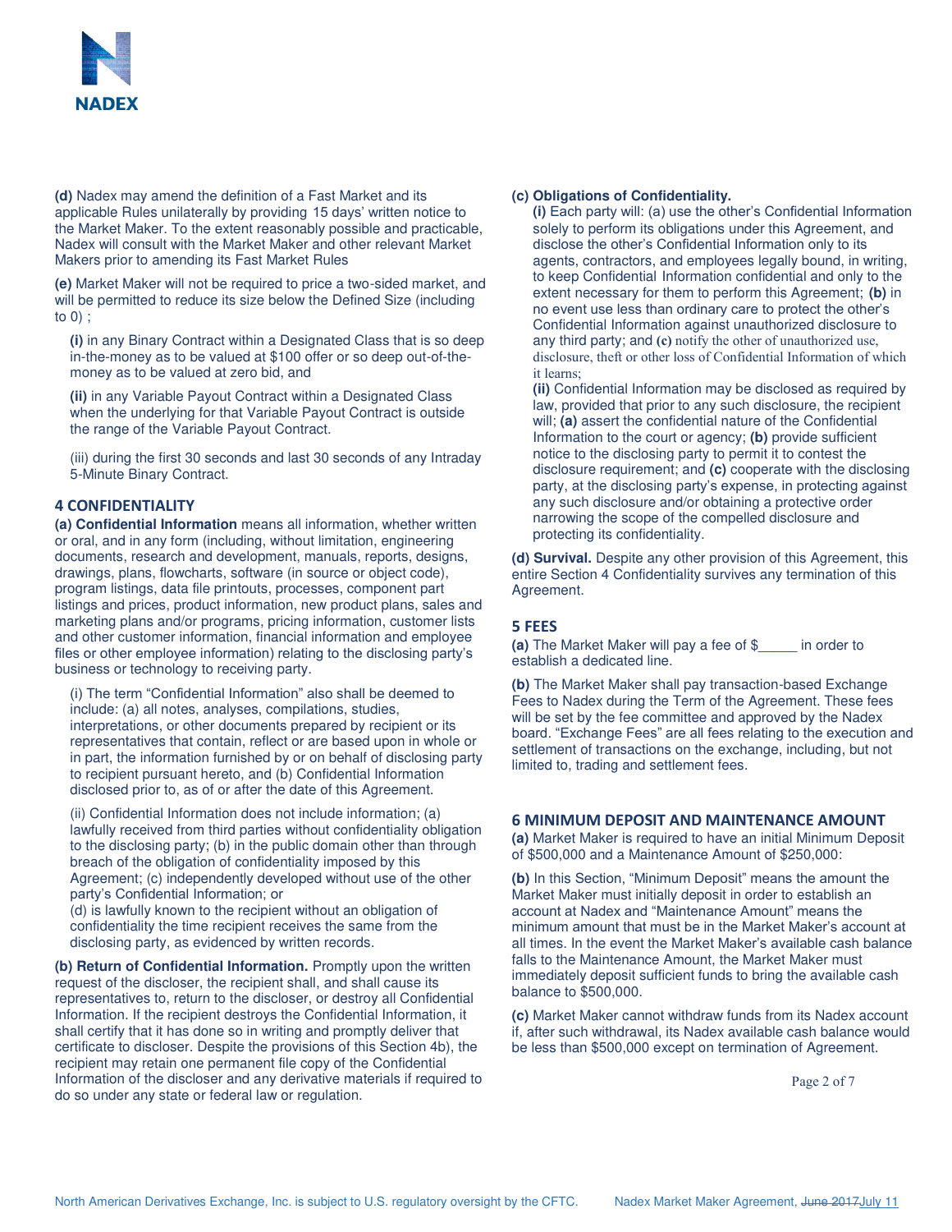**(d)** Nadex may amend the definition of a Fast Market and its applicable Rules unilaterally by providing 15 days' written notice to the Market Maker. To the extent reasonably possible and practicable, Nadex will consult with the Market Maker and other relevant Market Makers prior to amending its Fast Market Rules

**(e)** Market Maker will not be required to price a two-sided market, and will be permitted to reduce its size below the Defined Size (including to 0) ;

**(i)** in any Binary Contract within a Designated Class that is so deep in-the-money as to be valued at $100 offer or so deep out-of-the-money as to be valued at zero bid, and

**(ii)** in any Variable Payout Contract within a Designated Class when the underlying for that Variable Payout Contract is outside the range of the Variable Payout Contract.

(iii) during the first 30 seconds and last 30 seconds of any Intraday 5-Minute Binary Contract.

## 4 CONFIDENTIALITY

**(a) Confidential Information** means all information, whether written or oral, and in any form (including, without limitation, engineering documents, research and development, manuals, reports, designs, drawings, plans, flowcharts, software (in source or object code), program listings, data file printouts, processes, component part listings and prices, product information, new product plans, sales and marketing plans and/or programs, pricing information, customer lists and other customer information, financial information and employee files or other employee information) relating to the disclosing party's business or technology to receiving party.

(i) The term "Confidential Information" also shall be deemed to include: (a) all notes, analyses, compilations, studies, interpretations, or other documents prepared by recipient or its representatives that contain, reflect or are based upon in whole or in part, the information furnished by or on behalf of disclosing party to recipient pursuant hereto, and (b) Confidential Information disclosed prior to, as of or after the date of this Agreement.

(ii) Confidential Information does not include information; (a) lawfully received from third parties without confidentiality obligation to the disclosing party; (b) in the public domain other than through breach of the obligation of confidentiality imposed by this Agreement; (c) independently developed without use of the other party's Confidential Information; or
(d) is lawfully known to the recipient without an obligation of confidentiality the time recipient receives the same from the disclosing party, as evidenced by written records.

**(b) Return of Confidential Information.** Promptly upon the written request of the discloser, the recipient shall, and shall cause its representatives to, return to the discloser, or destroy all Confidential Information. If the recipient destroys the Confidential Information, it shall certify that it has done so in writing and promptly deliver that certificate to discloser. Despite the provisions of this Section 4b), the recipient may retain one permanent file copy of the Confidential Information of the discloser and any derivative materials if required to do so under any state or federal law or regulation.

**(c) Obligations of Confidentiality.**

**(i)** Each party will: (a) use the other's Confidential Information solely to perform its obligations under this Agreement, and disclose the other's Confidential Information only to its agents, contractors, and employees legally bound, in writing, to keep Confidential Information confidential and only to the extent necessary for them to perform this Agreement; **(b)** in no event use less than ordinary care to protect the other's Confidential Information against unauthorized disclosure to any third party; and **(c)** notify the other of unauthorized use, disclosure, theft or other loss of Confidential Information of which it learns;

**(ii)** Confidential Information may be disclosed as required by law, provided that prior to any such disclosure, the recipient will; **(a)** assert the confidential nature of the Confidential Information to the court or agency; **(b)** provide sufficient notice to the disclosing party to permit it to contest the disclosure requirement; and **(c)** cooperate with the disclosing party, at the disclosing party's expense, in protecting against any such disclosure and/or obtaining a protective order narrowing the scope of the compelled disclosure and protecting its confidentiality.

**(d) Survival.** Despite any other provision of this Agreement, this entire Section 4 Confidentiality survives any termination of this Agreement.

## 5 FEES

**(a)** The Market Maker will pay a fee of $_____ in order to establish a dedicated line.

**(b)** The Market Maker shall pay transaction-based Exchange Fees to Nadex during the Term of the Agreement. These fees will be set by the fee committee and approved by the Nadex board. "Exchange Fees" are all fees relating to the execution and settlement of transactions on the exchange, including, but not limited to, trading and settlement fees.

## 6 MINIMUM DEPOSIT AND MAINTENANCE AMOUNT

**(a)** Market Maker is required to have an initial Minimum Deposit of $500,000 and a Maintenance Amount of $250,000:

**(b)** In this Section, "Minimum Deposit" means the amount the Market Maker must initially deposit in order to establish an account at Nadex and "Maintenance Amount" means the minimum amount that must be in the Market Maker's account at all times. In the event the Market Maker's available cash balance falls to the Maintenance Amount, the Market Maker must immediately deposit sufficient funds to bring the available cash balance to $500,000.

**(c)** Market Maker cannot withdraw funds from its Nadex account if, after such withdrawal, its Nadex available cash balance would be less than $500,000 except on termination of Agreement.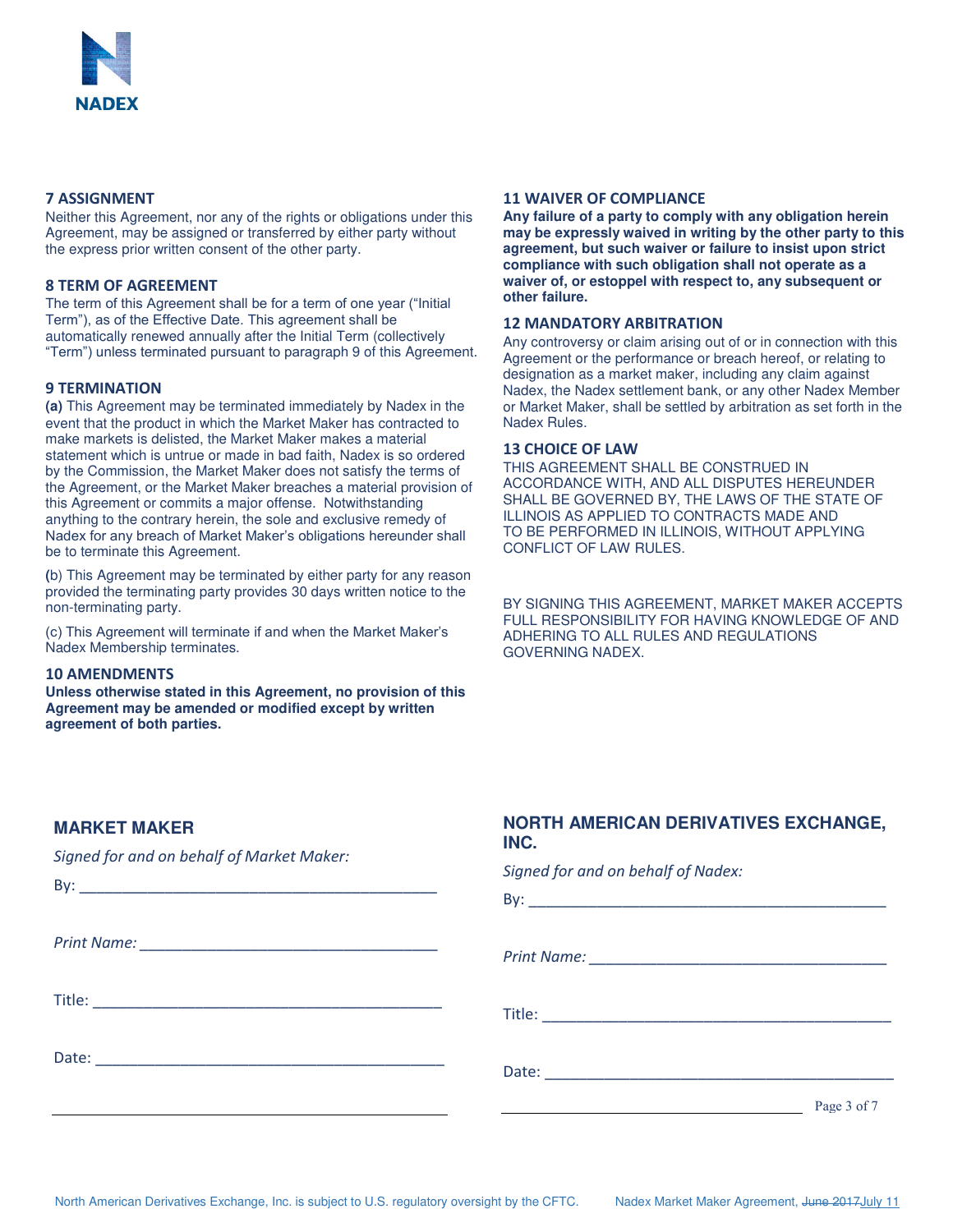NADEX

## 7 ASSIGNMENT

Neither this Agreement, nor any of the rights or obligations under this Agreement, may be assigned or transferred by either party without the express prior written consent of the other party.

## 8 TERM OF AGREEMENT

The term of this Agreement shall be for a term of one year ("Initial Term"), as of the Effective Date. This agreement shall be automatically renewed annually after the Initial Term (collectively "Term") unless terminated pursuant to paragraph 9 of this Agreement.

## 9 TERMINATION

**(a)** This Agreement may be terminated immediately by Nadex in the event that the product in which the Market Maker has contracted to make markets is delisted, the Market Maker makes a material statement which is untrue or made in bad faith, Nadex is so ordered by the Commission, the Market Maker does not satisfy the terms of the Agreement, or the Market Maker breaches a material provision of this Agreement or commits a major offense. Notwithstanding anything to the contrary herein, the sole and exclusive remedy of Nadex for any breach of Market Maker's obligations hereunder shall be to terminate this Agreement.

(b) This Agreement may be terminated by either party for any reason provided the terminating party provides 30 days written notice to the non-terminating party.

(c) This Agreement will terminate if and when the Market Maker's Nadex Membership terminates.

## 10 AMENDMENTS

**Unless otherwise stated in this Agreement, no provision of this Agreement may be amended or modified except by written agreement of both parties.**

## 11 WAIVER OF COMPLIANCE

**Any failure of a party to comply with any obligation herein may be expressly waived in writing by the other party to this agreement, but such waiver or failure to insist upon strict compliance with such obligation shall not operate as a waiver of, or estoppel with respect to, any subsequent or other failure.**

## 12 MANDATORY ARBITRATION

Any controversy or claim arising out of or in connection with this Agreement or the performance or breach hereof, or relating to designation as a market maker, including any claim against Nadex, the Nadex settlement bank, or any other Nadex Member or Market Maker, shall be settled by arbitration as set forth in the Nadex Rules.

## 13 CHOICE OF LAW

THIS AGREEMENT SHALL BE CONSTRUED IN ACCORDANCE WITH, AND ALL DISPUTES HEREUNDER SHALL BE GOVERNED BY, THE LAWS OF THE STATE OF ILLINOIS AS APPLIED TO CONTRACTS MADE AND TO BE PERFORMED IN ILLINOIS, WITHOUT APPLYING CONFLICT OF LAW RULES.

BY SIGNING THIS AGREEMENT, MARKET MAKER ACCEPTS FULL RESPONSIBILITY FOR HAVING KNOWLEDGE OF AND ADHERING TO ALL RULES AND REGULATIONS GOVERNING NADEX.

### MARKET MAKER

*Signed for and on behalf of Market Maker:*

By: ___________________________________________

*Print Name:* ___________________________________

Title: __________________________________________

Date: __________________________________________

### NORTH AMERICAN DERIVATIVES EXCHANGE, INC.

*Signed for and on behalf of Nadex:*

By: ___________________________________________

*Print Name:* ___________________________________

Title: __________________________________________

Date: __________________________________________

North American Derivatives Exchange, Inc. is subject to U.S. regulatory oversight by the CFTC. Nadex Market Maker Agreement, ~~June 2017~~July 11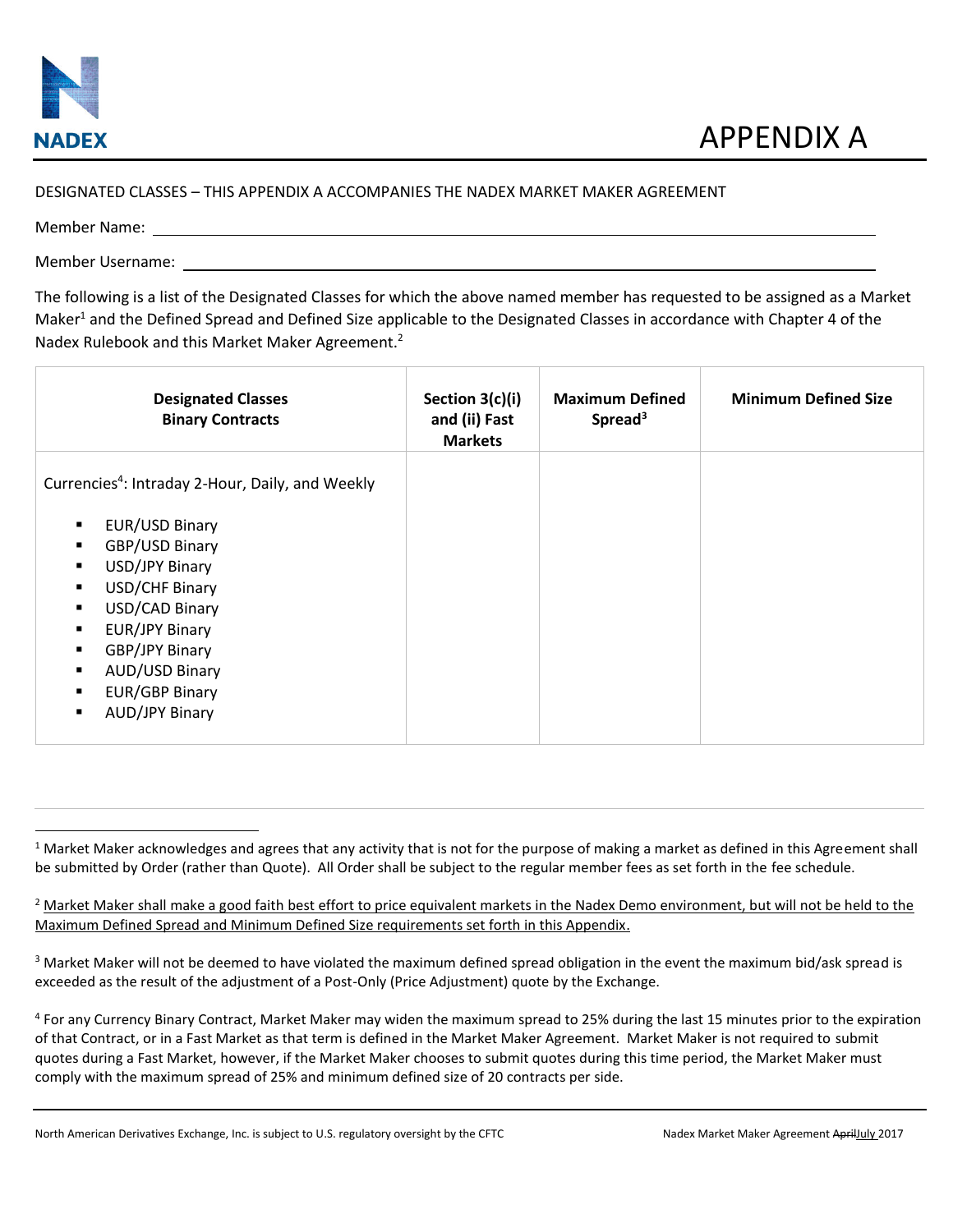# APPENDIX A

DESIGNATED CLASSES – THIS APPENDIX A ACCOMPANIES THE NADEX MARKET MAKER AGREEMENT

Member Name: ______________________________

Member Username: ______________________________

The following is a list of the Designated Classes for which the above named member has requested to be assigned as a Market Maker[1] and the Defined Spread and Defined Size applicable to the Designated Classes in accordance with Chapter 4 of the Nadex Rulebook and this Market Maker Agreement.[2]

| Designated Classes Binary Contracts | Section 3(c)(i) and (ii) Fast Markets | Maximum Defined Spread[3] | Minimum Defined Size |
|---|---|---|---|
| Currencies[4]: Intraday 2-Hour, Daily, and Weekly<br>▪ EUR/USD Binary<br>▪ GBP/USD Binary<br>▪ USD/JPY Binary<br>▪ USD/CHF Binary<br>▪ USD/CAD Binary<br>▪ EUR/JPY Binary<br>▪ GBP/JPY Binary<br>▪ AUD/USD Binary<br>▪ EUR/GBP Binary<br>▪ AUD/JPY Binary | | | |

---

[1] Market Maker acknowledges and agrees that any activity that is not for the purpose of making a market as defined in this Agreement shall be submitted by Order (rather than Quote). All Order shall be subject to the regular member fees as set forth in the fee schedule.

[2] Market Maker shall make a good faith best effort to price equivalent markets in the Nadex Demo environment, but will not be held to the Maximum Defined Spread and Minimum Defined Size requirements set forth in this Appendix.

[3] Market Maker will not be deemed to have violated the maximum defined spread obligation in the event the maximum bid/ask spread is exceeded as the result of the adjustment of a Post-Only (Price Adjustment) quote by the Exchange.

[4] For any Currency Binary Contract, Market Maker may widen the maximum spread to 25% during the last 15 minutes prior to the expiration of that Contract, or in a Fast Market as that term is defined in the Market Maker Agreement. Market Maker is not required to submit quotes during a Fast Market, however, if the Market Maker chooses to submit quotes during this time period, the Market Maker must comply with the maximum spread of 25% and minimum defined size of 20 contracts per side.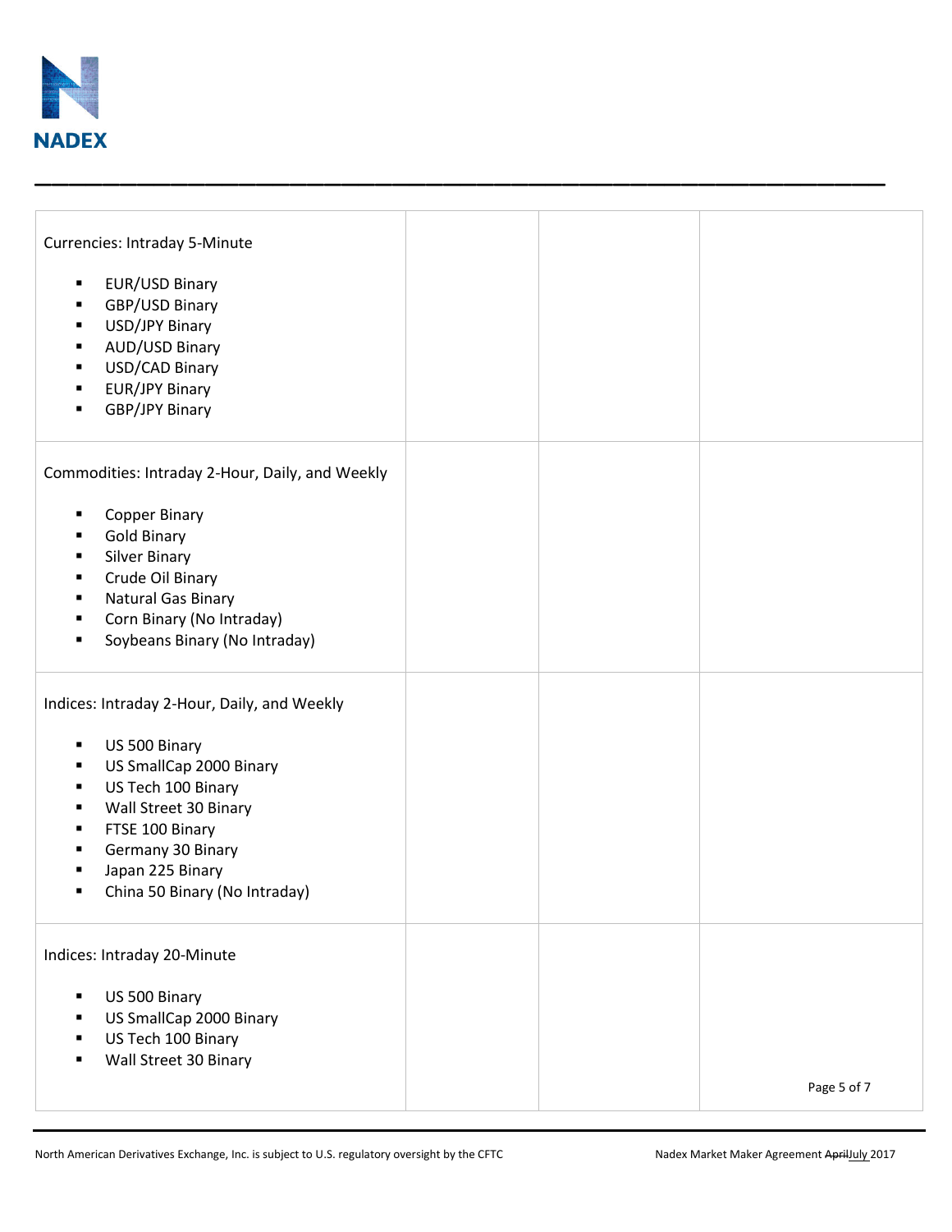| | | | |
|---|---|---|---|
| Currencies: Intraday 5-Minute<br><br>▪ EUR/USD Binary<br>▪ GBP/USD Binary<br>▪ USD/JPY Binary<br>▪ AUD/USD Binary<br>▪ USD/CAD Binary<br>▪ EUR/JPY Binary<br>▪ GBP/JPY Binary | | | |
| Commodities: Intraday 2-Hour, Daily, and Weekly<br><br>▪ Copper Binary<br>▪ Gold Binary<br>▪ Silver Binary<br>▪ Crude Oil Binary<br>▪ Natural Gas Binary<br>▪ Corn Binary (No Intraday)<br>▪ Soybeans Binary (No Intraday) | | | |
| Indices: Intraday 2-Hour, Daily, and Weekly<br><br>▪ US 500 Binary<br>▪ US SmallCap 2000 Binary<br>▪ US Tech 100 Binary<br>▪ Wall Street 30 Binary<br>▪ FTSE 100 Binary<br>▪ Germany 30 Binary<br>▪ Japan 225 Binary<br>▪ China 50 Binary (No Intraday) | | | |
| Indices: Intraday 20-Minute<br><br>▪ US 500 Binary<br>▪ US SmallCap 2000 Binary<br>▪ US Tech 100 Binary<br>▪ Wall Street 30 Binary | | | |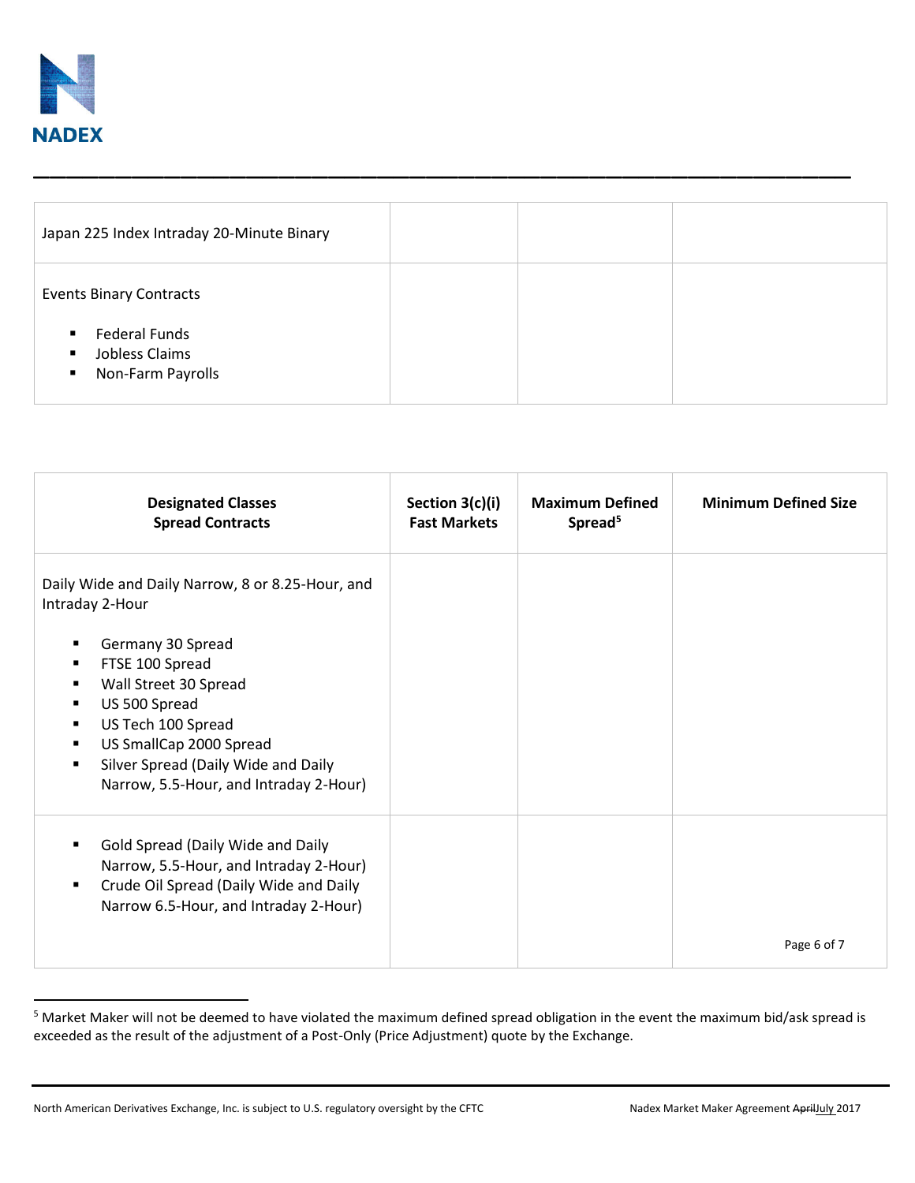| | | | |
|---|---|---|---|
| Japan 225 Index Intraday 20-Minute Binary | | | |
| Events Binary Contracts<br>▪ Federal Funds<br>▪ Jobless Claims<br>▪ Non-Farm Payrolls | | | |

| Designated Classes Spread Contracts | Section 3(c)(i) Fast Markets | Maximum Defined Spread[5] | Minimum Defined Size |
|---|---|---|---|
| Daily Wide and Daily Narrow, 8 or 8.25-Hour, and Intraday 2-Hour<br>▪ Germany 30 Spread<br>▪ FTSE 100 Spread<br>▪ Wall Street 30 Spread<br>▪ US 500 Spread<br>▪ US Tech 100 Spread<br>▪ US SmallCap 2000 Spread<br>▪ Silver Spread (Daily Wide and Daily Narrow, 5.5-Hour, and Intraday 2-Hour) | | | |
| ▪ Gold Spread (Daily Wide and Daily Narrow, 5.5-Hour, and Intraday 2-Hour)<br>▪ Crude Oil Spread (Daily Wide and Daily Narrow 6.5-Hour, and Intraday 2-Hour) | | | |

[5] Market Maker will not be deemed to have violated the maximum defined spread obligation in the event the maximum bid/ask spread is exceeded as the result of the adjustment of a Post-Only (Price Adjustment) quote by the Exchange.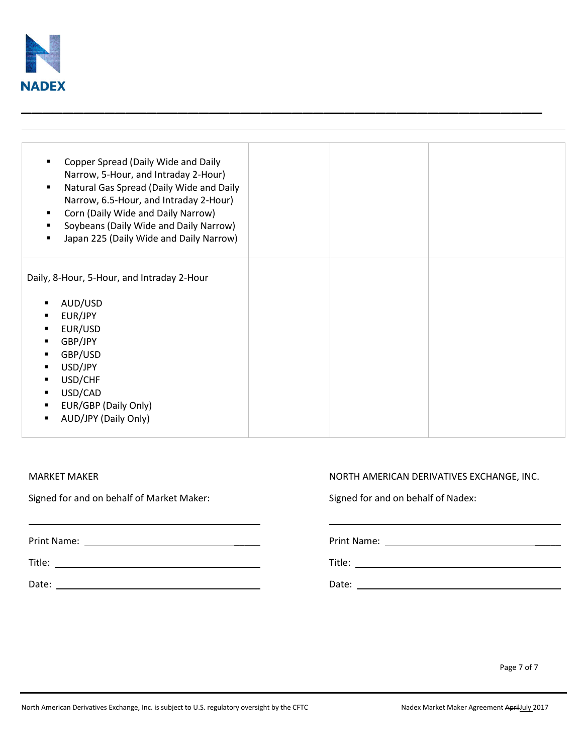| | | | |
|---|---|---|---|
| ▪ Copper Spread (Daily Wide and Daily Narrow, 5-Hour, and Intraday 2-Hour)<br>▪ Natural Gas Spread (Daily Wide and Daily Narrow, 6.5-Hour, and Intraday 2-Hour)<br>▪ Corn (Daily Wide and Daily Narrow)<br>▪ Soybeans (Daily Wide and Daily Narrow)<br>▪ Japan 225 (Daily Wide and Daily Narrow) | | | |
| Daily, 8-Hour, 5-Hour, and Intraday 2-Hour<br>▪ AUD/USD<br>▪ EUR/JPY<br>▪ EUR/USD<br>▪ GBP/JPY<br>▪ GBP/USD<br>▪ USD/JPY<br>▪ USD/CHF<br>▪ USD/CAD<br>▪ EUR/GBP (Daily Only)<br>▪ AUD/JPY (Daily Only) | | | |

MARKET MAKER

Signed for and on behalf of Market Maker:

\_\_\_\_\_\_\_\_\_\_\_\_\_\_\_\_\_\_\_\_\_\_\_\_\_\_\_\_\_\_\_\_\_\_\_\_\_\_\_\_

Print Name: \_\_\_\_\_\_\_\_\_\_\_\_\_\_\_\_\_\_\_\_\_\_\_\_\_\_\_\_\_\_\_\_

Title: \_\_\_\_\_\_\_\_\_\_\_\_\_\_\_\_\_\_\_\_\_\_\_\_\_\_\_\_\_\_\_\_\_\_\_\_\_

Date: \_\_\_\_\_\_\_\_\_\_\_\_\_\_\_\_\_\_\_\_\_\_\_\_\_\_\_\_\_\_\_\_\_\_\_\_\_

NORTH AMERICAN DERIVATIVES EXCHANGE, INC.

Signed for and on behalf of Nadex:

\_\_\_\_\_\_\_\_\_\_\_\_\_\_\_\_\_\_\_\_\_\_\_\_\_\_\_\_\_\_\_\_\_\_\_\_\_\_\_\_

Print Name: \_\_\_\_\_\_\_\_\_\_\_\_\_\_\_\_\_\_\_\_\_\_\_\_\_\_\_\_\_\_\_\_

Title: \_\_\_\_\_\_\_\_\_\_\_\_\_\_\_\_\_\_\_\_\_\_\_\_\_\_\_\_\_\_\_\_\_\_\_\_\_

Date: \_\_\_\_\_\_\_\_\_\_\_\_\_\_\_\_\_\_\_\_\_\_\_\_\_\_\_\_\_\_\_\_\_\_\_\_\_